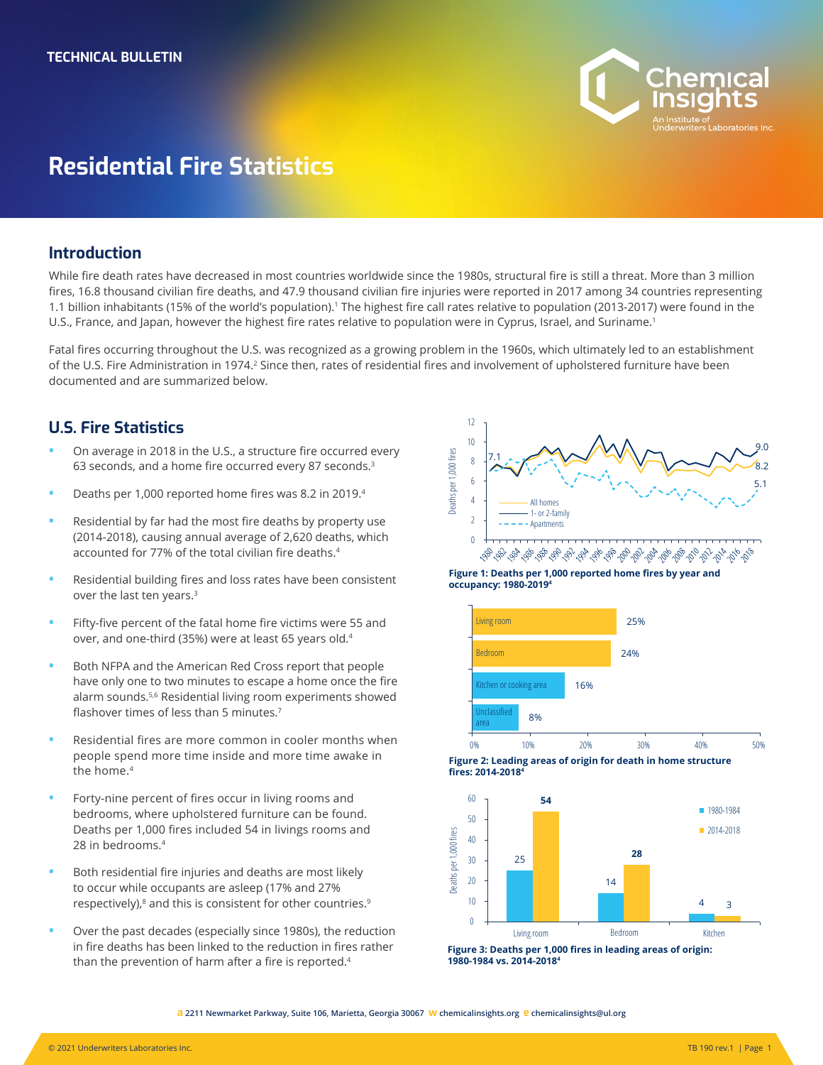TECHNICAL BULLETIN

# Residential Fire Statistics

## Introduction

While fire death rates have decreased in most countries worldwide since the 1980s, structural fire is still a threat. More than 3 million fires, 16.8 thousand civilian fire deaths, and 47.9 thousand civilian fire injuries were reported in 2017 among 34 countries representing 1.1 billion inhabitants (15% of the world's population).[1] The highest fire call rates relative to population (2013-2017) were found in the U.S., France, and Japan, however the highest fire rates relative to population were in Cyprus, Israel, and Suriname.[1]

Fatal fires occurring throughout the U.S. was recognized as a growing problem in the 1960s, which ultimately led to an establishment of the U.S. Fire Administration in 1974.[2] Since then, rates of residential fires and involvement of upholstered furniture have been documented and are summarized below.

## U.S. Fire Statistics

- On average in 2018 in the U.S., a structure fire occurred every 63 seconds, and a home fire occurred every 87 seconds.[3]
- Deaths per 1,000 reported home fires was 8.2 in 2019.[4]
- Residential by far had the most fire deaths by property use (2014-2018), causing annual average of 2,620 deaths, which accounted for 77% of the total civilian fire deaths.[4]
- Residential building fires and loss rates have been consistent over the last ten years.[3]
- Fifty-five percent of the fatal home fire victims were 55 and over, and one-third (35%) were at least 65 years old.[4]
- Both NFPA and the American Red Cross report that people have only one to two minutes to escape a home once the fire alarm sounds.[5,6] Residential living room experiments showed flashover times of less than 5 minutes.[7]
- Residential fires are more common in cooler months when people spend more time inside and more time awake in the home.[4]
- Forty-nine percent of fires occur in living rooms and bedrooms, where upholstered furniture can be found. Deaths per 1,000 fires included 54 in livings rooms and 28 in bedrooms.[4]
- Both residential fire injuries and deaths are most likely to occur while occupants are asleep (17% and 27% respectively),[8] and this is consistent for other countries.[9]
- Over the past decades (especially since 1980s), the reduction in fire deaths has been linked to the reduction in fires rather than the prevention of harm after a fire is reported.[4]

**Figure 1: Deaths per 1,000 reported home fires by year and occupancy: 1980-2019[4]**

**Figure 2: Leading areas of origin for death in home structure fires: 2014-2018[4]**

| Area of origin | Percentage |
|---|---|
| Living room | 25% |
| Bedroom | 24% |
| Kitchen or cooking area | 16% |
| Unclassified area | 8% |

**Figure 3: Deaths per 1,000 fires in leading areas of origin: 1980-1984 vs. 2014-2018[4]**

| Area of origin | 1980-1984 | 2014-2018 |
|---|---|---|
| Living room | 25 | 54 |
| Bedroom | 14 | 28 |
| Kitchen | 4 | 3 |

2211 Newmarket Parkway, Suite 106, Marietta, Georgia 30067 w chemicalinsights.org e chemicalinsights@ul.org

© 2021 Underwriters Laboratories Inc.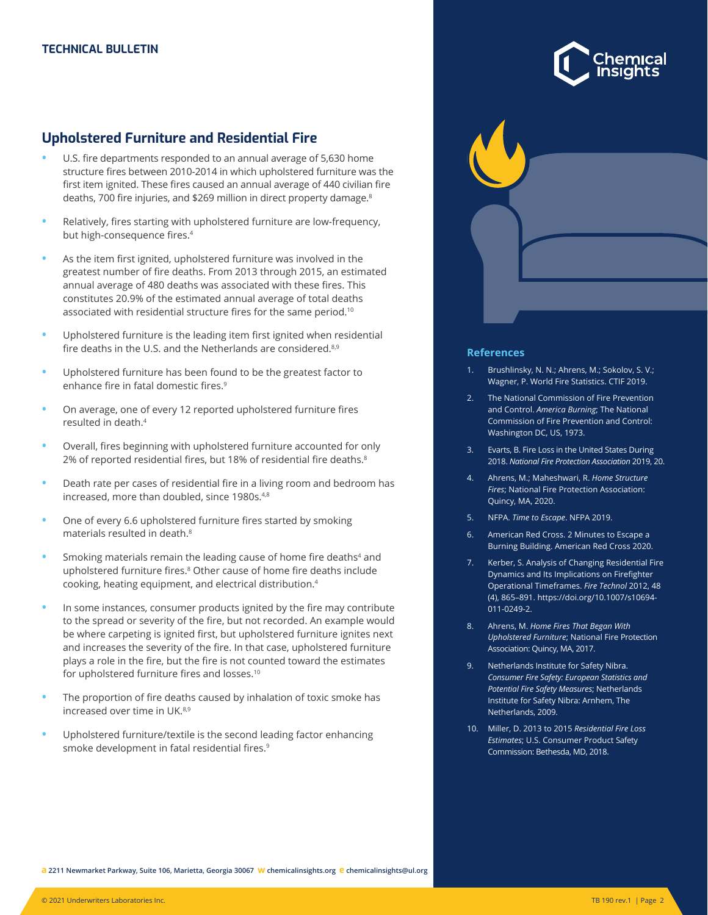## Upholstered Furniture and Residential Fire

- U.S. fire departments responded to an annual average of 5,630 home structure fires between 2010-2014 in which upholstered furniture was the first item ignited. These fires caused an annual average of 440 civilian fire deaths, 700 fire injuries, and $269 million in direct property damage.[8]
- Relatively, fires starting with upholstered furniture are low-frequency, but high-consequence fires.[4]
- As the item first ignited, upholstered furniture was involved in the greatest number of fire deaths. From 2013 through 2015, an estimated annual average of 480 deaths was associated with these fires. This constitutes 20.9% of the estimated annual average of total deaths associated with residential structure fires for the same period.[10]
- Upholstered furniture is the leading item first ignited when residential fire deaths in the U.S. and the Netherlands are considered.[8,9]
- Upholstered furniture has been found to be the greatest factor to enhance fire in fatal domestic fires.[9]
- On average, one of every 12 reported upholstered furniture fires resulted in death.[4]
- Overall, fires beginning with upholstered furniture accounted for only 2% of reported residential fires, but 18% of residential fire deaths.[8]
- Death rate per cases of residential fire in a living room and bedroom has increased, more than doubled, since 1980s.[4,8]
- One of every 6.6 upholstered furniture fires started by smoking materials resulted in death.[8]
- Smoking materials remain the leading cause of home fire deaths[4] and upholstered furniture fires.[8] Other cause of home fire deaths include cooking, heating equipment, and electrical distribution.[4]
- In some instances, consumer products ignited by the fire may contribute to the spread or severity of the fire, but not recorded. An example would be where carpeting is ignited first, but upholstered furniture ignites next and increases the severity of the fire. In that case, upholstered furniture plays a role in the fire, but the fire is not counted toward the estimates for upholstered furniture fires and losses.[10]
- The proportion of fire deaths caused by inhalation of toxic smoke has increased over time in UK.[8,9]
- Upholstered furniture/textile is the second leading factor enhancing smoke development in fatal residential fires.[9]

### References

1. Brushlinsky, N. N.; Ahrens, M.; Sokolov, S. V.; Wagner, P. World Fire Statistics. CTIF 2019.
2. The National Commission of Fire Prevention and Control. *America Burning*; The National Commission of Fire Prevention and Control: Washington DC, US, 1973.
3. Evarts, B. Fire Loss in the United States During 2018. *National Fire Protection Association* 2019, 20.
4. Ahrens, M.; Maheshwari, R. *Home Structure Fires*; National Fire Protection Association: Quincy, MA, 2020.
5. NFPA. *Time to Escape*. NFPA 2019.
6. American Red Cross. 2 Minutes to Escape a Burning Building. American Red Cross 2020.
7. Kerber, S. Analysis of Changing Residential Fire Dynamics and Its Implications on Firefighter Operational Timeframes. *Fire Technol* 2012, 48 (4), 865–891. https://doi.org/10.1007/s10694-011-0249-2.
8. Ahrens, M. *Home Fires That Began With Upholstered Furniture*; National Fire Protection Association: Quincy, MA, 2017.
9. Netherlands Institute for Safety Nibra. *Consumer Fire Safety: European Statistics and Potential Fire Safety Measures*; Netherlands Institute for Safety Nibra: Arnhem, The Netherlands, 2009.
10. Miller, D. 2013 to 2015 *Residential Fire Loss Estimates*; U.S. Consumer Product Safety Commission: Bethesda, MD, 2018.